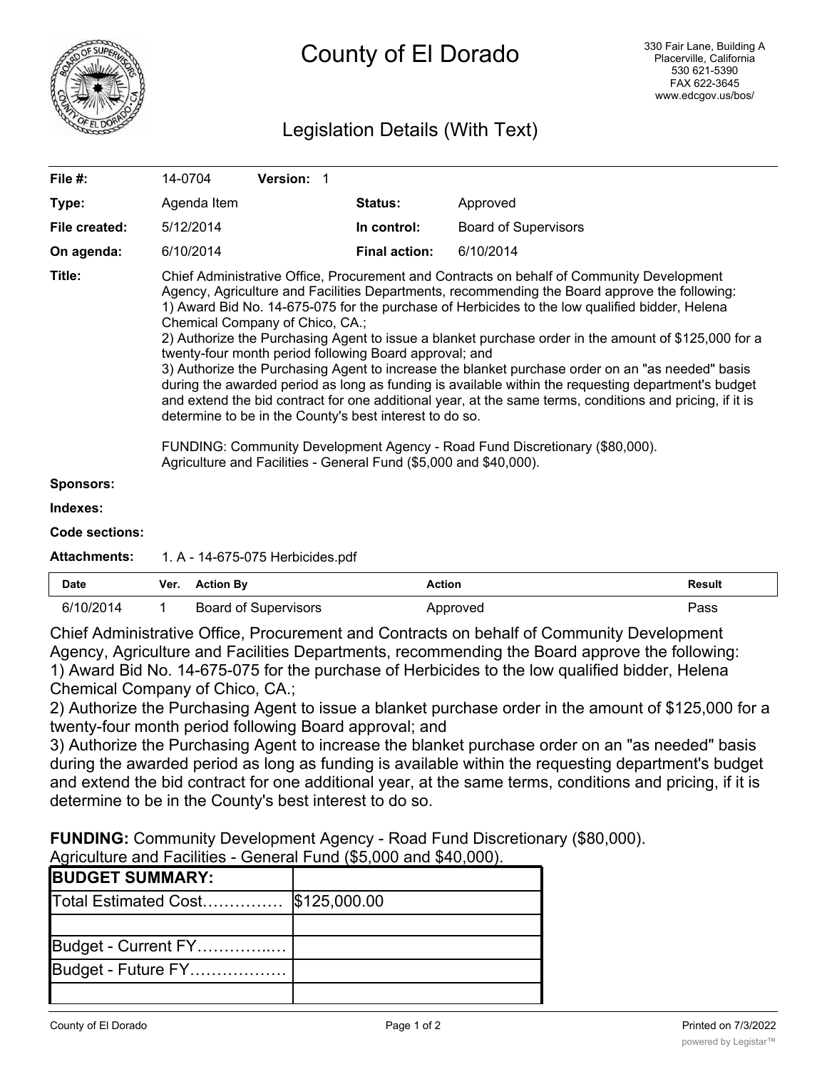# County of El Dorado

330 Fair Lane, Building A
Placerville, California
530 621-5390
FAX 622-3645
www.edcgov.us/bos/

## Legislation Details (With Text)

| | | | |
|---|---|---|---|
| **File #:** | 14-0704 **Version:** 1 | | |
| **Type:** | Agenda Item | **Status:** | Approved |
| **File created:** | 5/12/2014 | **In control:** | Board of Supervisors |
| **On agenda:** | 6/10/2014 | **Final action:** | 6/10/2014 |

**Title:** Chief Administrative Office, Procurement and Contracts on behalf of Community Development Agency, Agriculture and Facilities Departments, recommending the Board approve the following:
1) Award Bid No. 14-675-075 for the purchase of Herbicides to the low qualified bidder, Helena Chemical Company of Chico, CA.;
2) Authorize the Purchasing Agent to issue a blanket purchase order in the amount of $125,000 for a twenty-four month period following Board approval; and
3) Authorize the Purchasing Agent to increase the blanket purchase order on an "as needed" basis during the awarded period as long as funding is available within the requesting department's budget and extend the bid contract for one additional year, at the same terms, conditions and pricing, if it is determine to be in the County's best interest to do so.

FUNDING: Community Development Agency - Road Fund Discretionary ($80,000).
Agriculture and Facilities - General Fund ($5,000 and $40,000).

**Sponsors:**

**Indexes:**

**Code sections:**

**Attachments:** 1. A - 14-675-075 Herbicides.pdf

| Date | Ver. | Action By | Action | Result |
|---|---|---|---|---|
| 6/10/2014 | 1 | Board of Supervisors | Approved | Pass |

Chief Administrative Office, Procurement and Contracts on behalf of Community Development Agency, Agriculture and Facilities Departments, recommending the Board approve the following:
1) Award Bid No. 14-675-075 for the purchase of Herbicides to the low qualified bidder, Helena Chemical Company of Chico, CA.;
2) Authorize the Purchasing Agent to issue a blanket purchase order in the amount of $125,000 for a twenty-four month period following Board approval; and
3) Authorize the Purchasing Agent to increase the blanket purchase order on an "as needed" basis during the awarded period as long as funding is available within the requesting department's budget and extend the bid contract for one additional year, at the same terms, conditions and pricing, if it is determine to be in the County's best interest to do so.

**FUNDING:** Community Development Agency - Road Fund Discretionary ($80,000).
Agriculture and Facilities - General Fund ($5,000 and $40,000).

| **BUDGET SUMMARY:** | |
|---|---|
| Total Estimated Cost…………… | $125,000.00 |
| | |
| Budget - Current FY……………... | |
| Budget - Future FY……………… | |
| | |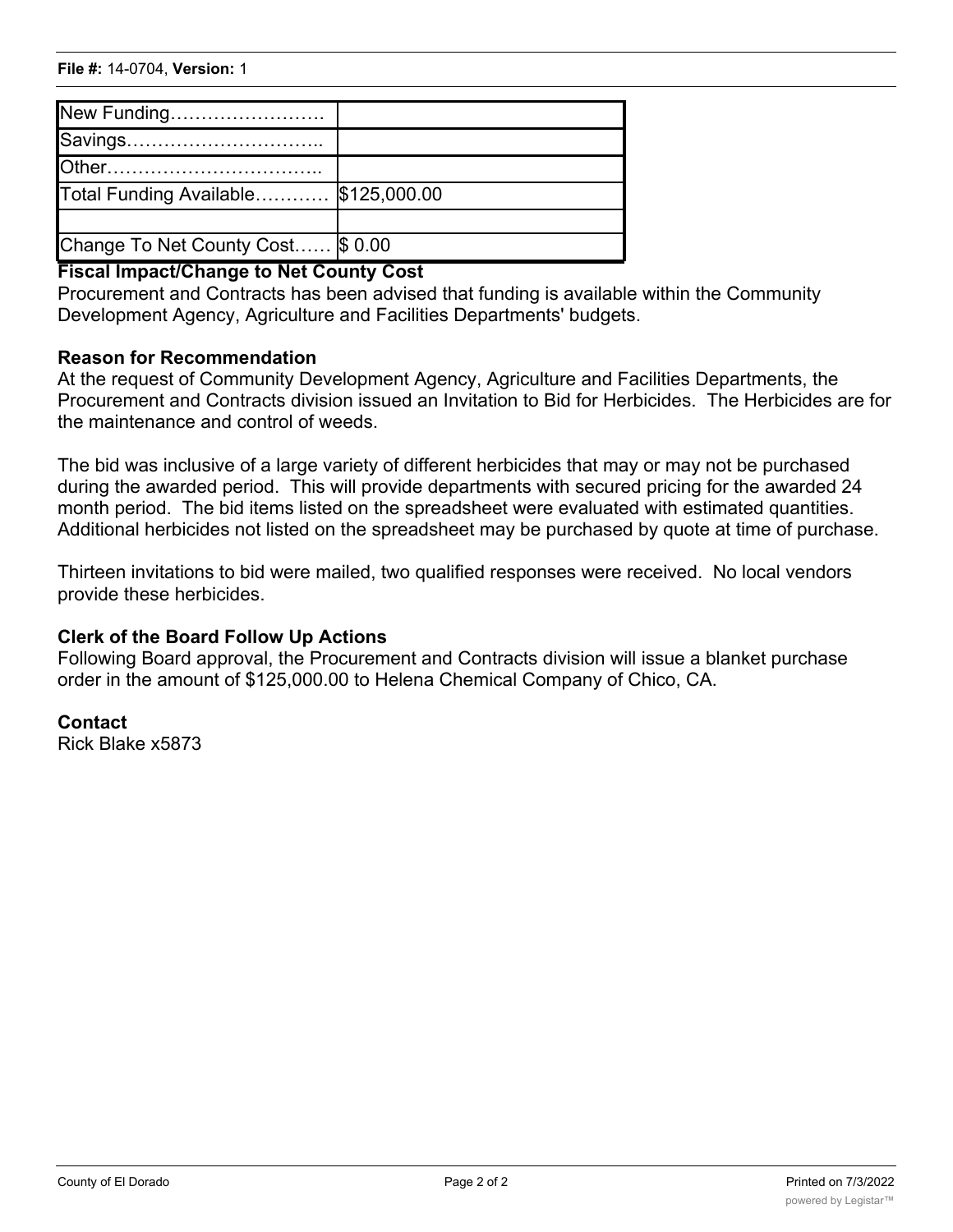| | |
|---|---|
| New Funding…………………… | |
| Savings………………………… | |
| Other…………………………… | |
| Total Funding Available………… | $125,000.00 |
| | |
| Change To Net County Cost…… | $ 0.00 |

**Fiscal Impact/Change to Net County Cost**

Procurement and Contracts has been advised that funding is available within the Community Development Agency, Agriculture and Facilities Departments' budgets.

**Reason for Recommendation**

At the request of Community Development Agency, Agriculture and Facilities Departments, the Procurement and Contracts division issued an Invitation to Bid for Herbicides. The Herbicides are for the maintenance and control of weeds.

The bid was inclusive of a large variety of different herbicides that may or may not be purchased during the awarded period. This will provide departments with secured pricing for the awarded 24 month period. The bid items listed on the spreadsheet were evaluated with estimated quantities. Additional herbicides not listed on the spreadsheet may be purchased by quote at time of purchase.

Thirteen invitations to bid were mailed, two qualified responses were received. No local vendors provide these herbicides.

**Clerk of the Board Follow Up Actions**

Following Board approval, the Procurement and Contracts division will issue a blanket purchase order in the amount of $125,000.00 to Helena Chemical Company of Chico, CA.

**Contact**

Rick Blake x5873